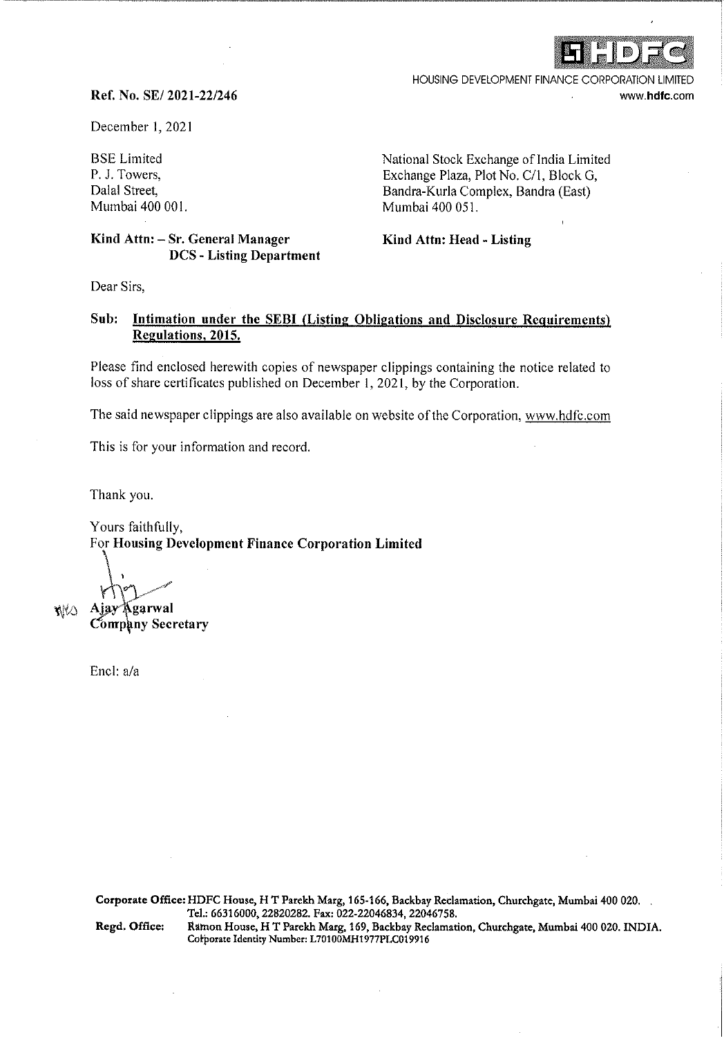HOUSING DEVELOPMENT FINANCE CORPORATION LIMITED
www.hdfc.com

**Ref. No. SE/ 2021-22/246**

December 1, 2021

BSE Limited
P. J. Towers,
Dalal Street,
Mumbai 400 001.

**Kind Attn: – Sr. General Manager**
**DCS - Listing Department**

National Stock Exchange of India Limited
Exchange Plaza, Plot No. C/1, Block G,
Bandra-Kurla Complex, Bandra (East)
Mumbai 400 051.

**Kind Attn: Head - Listing**

Dear Sirs,

**Sub: Intimation under the SEBI (Listing Obligations and Disclosure Requirements) Regulations, 2015.**

Please find enclosed herewith copies of newspaper clippings containing the notice related to loss of share certificates published on December 1, 2021, by the Corporation.

The said newspaper clippings are also available on website of the Corporation, www.hdfc.com

This is for your information and record.

Thank you.

Yours faithfully,
For **Housing Development Finance Corporation Limited**

**Ajay Agarwal**
**Company Secretary**

Encl: a/a

**Corporate Office:** HDFC House, H T Parekh Marg, 165-166, Backbay Reclamation, Churchgate, Mumbai 400 020. Tel.: 66316000, 22820282. Fax: 022-22046834, 22046758.
**Regd. Office:** Ramon House, H T Parekh Marg, 169, Backbay Reclamation, Churchgate, Mumbai 400 020. INDIA.
Corporate Identity Number: L70100MH1977PLC019916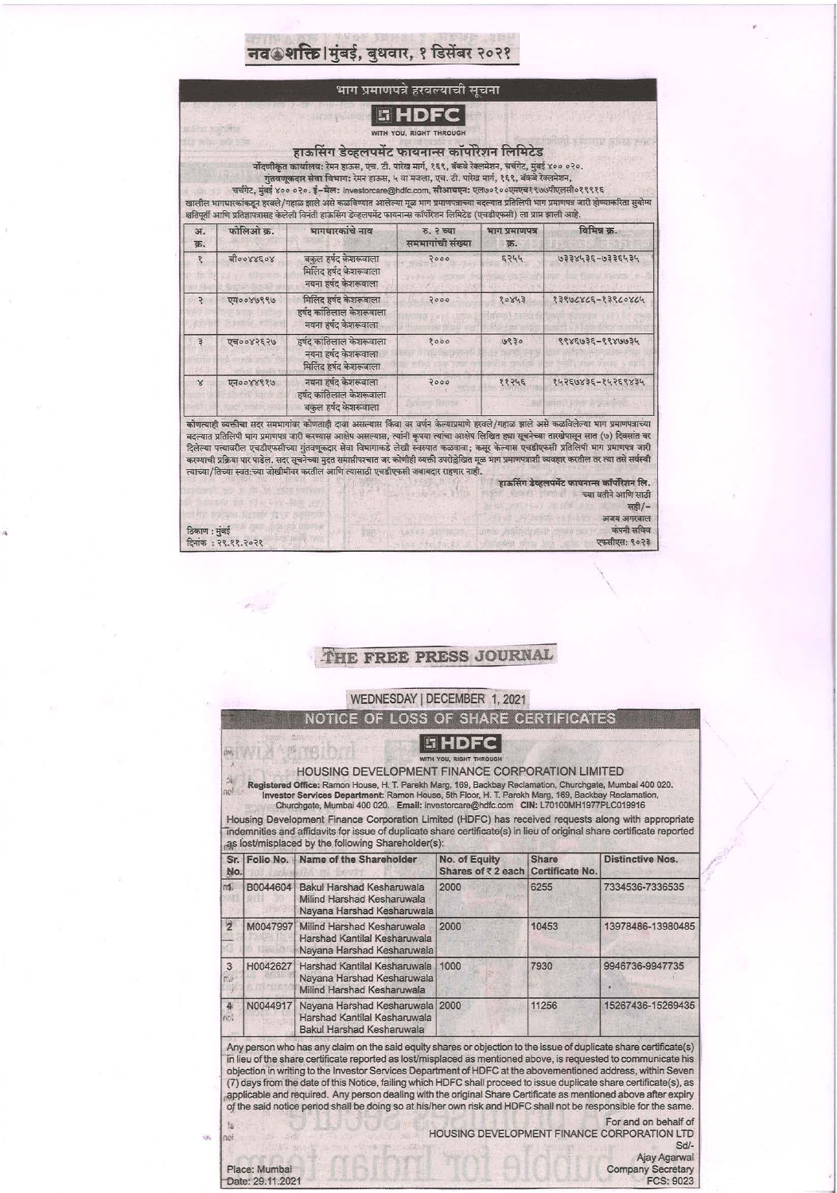# नवशक्ति | मुंबई, बुधवार, १ डिसेंबर २०२१

## भाग प्रमाणपत्रे हरवल्याची सूचना

**HDFC**
WITH YOU, RIGHT THROUGH

### हाऊसिंग डेव्हलपमेंट फायनान्स कॉर्पोरेशन लिमिटेड

नोंदणीकृत कार्यालय: रेमन हाऊस, एच. टी. पारेख मार्ग, १६९, बॅकबे रेक्लमेशन, चर्चगेट, मुंबई ४०० ०२०.
गुंतवणूकदार सेवा विभाग: रेमन हाऊस, ५ वा मजला, एच. टी. पारेख मार्ग, १६९, बॅकबे रेक्लमेशन,
चर्चगेट, मुंबई ४०० ०२०. ई-मेल: investorcare@hdfc.com, सीआयएन: एल७०१००एमएच१९७७पीएलसी०१९९१६

खालील भागधारकांकडून हरवले/गहाळ झाले असे कळविण्यात आलेल्या मूळ भाग प्रमाणपत्राच्या बदल्यात प्रतिलिपी भाग प्रमाणपत्र जारी होण्याकरिता सुयोग्य क्षतिपूर्ती आणि प्रतिज्ञापत्रासह केलेली विनंती हाऊसिंग डेव्हलपमेंट फायनान्स कॉर्पोरेशन लिमिटेड (एचडीएफसी) ला प्राप्त झाली आहे.

| अ. क्र. | फोलिओ क्र. | भागधारकांचे नाव | रु. २ च्या समभागांची संख्या | भाग प्रमाणपत्र क्र. | विभिन्न क्र. |
|---|---|---|---|---|---|
| १ | बी००४४६०४ | बकुल हर्षद केशरूवाला<br>मिलिंद हर्षद केशरूवाला<br>नयना हर्षद केशरूवाला | २००० | ६२५५ | ७३३४५३६-७३३६५३५ |
| २ | एम००४७९९७ | मिलिंद हर्षद केशरूवाला<br>हर्षद कांतिलाल केशरूवाला<br>नयना हर्षद केशरूवाला | २००० | १०४५३ | १३९७८४८६-१३९८०४८५ |
| ३ | एच००४२६२७ | हर्षद कांतिलाल केशरूवाला<br>नयना हर्षद केशरूवाला<br>मिलिंद हर्षद केशरूवाला | १००० | ७९३० | ९९४६७३६-९९४७७३५ |
| ४ | एन००४४९१७ | नयना हर्षद केशरूवाला<br>हर्षद कांतिलाल केशरूवाला<br>बकुल हर्षद केशरूवाला | २००० | ११२५६ | १५२६७४३६-१५२६९४३५ |

कोणत्याही व्यक्तीचा सदर समभागांवर कोणताही दावा असल्यास किंवा वर वर्णन केल्याप्रमाणे हरवले/गहाळ झाले असे कळविलेल्या भाग प्रमाणपत्राच्या बदल्यात प्रतिलिपी भाग प्रमाणपत्र जारी करण्यास आक्षेप असल्यास, त्यांनी कृपया त्यांचा आक्षेप लिखित ह्या सूचनेच्या तारखेपासून सात (७) दिवसांत वर दिलेल्या पत्त्यावरील एचडीएफसीच्या गुंतवणूकदार सेवा विभागाकडे लेखी स्वरूपात कळवावा; कसूर केल्यास एचडीएफसी प्रतिलिपी भाग प्रमाणपत्र जारी करण्याची प्रक्रिया पार पाडेल. सदर सूचनेच्या मुदत समाप्तीपश्चात जर कोणीही व्यक्ती उपरोल्लेखित मूळ भाग प्रमाणपत्राशी व्यवहार करतील तर त्या तसे सर्वस्वी त्याच्या/तिच्या स्वतःच्या जोखीमीवर करतील आणि त्यासाठी एचडीएफसी जबाबदार राहणार नाही.

हाऊसिंग डेव्हलपमेंट फायनान्स कॉर्पोरेशन लि.
च्या वतीने आणि साठी
सही/-
अजय अगरवाल
कंपनी सचिव
एफसीएस: ९०२३

ठिकाण : मुंबई
दिनांक : २९.११.२०२१

---

# THE FREE PRESS JOURNAL

WEDNESDAY | DECEMBER 1, 2021

## NOTICE OF LOSS OF SHARE CERTIFICATES

**HDFC**
WITH YOU, RIGHT THROUGH

### HOUSING DEVELOPMENT FINANCE CORPORATION LIMITED

**Registered Office:** Ramon House, H. T. Parekh Marg, 169, Backbay Reclamation, Churchgate, Mumbai 400 020.
**Investor Services Department:** Ramon House, 5th Floor, H. T. Parekh Marg, 169, Backbay Reclamation, Churchgate, Mumbai 400 020. **Email:** investorcare@hdfc.com **CIN:** L70100MH1977PLC019916

Housing Development Finance Corporation Limited (HDFC) has received requests along with appropriate indemnities and affidavits for issue of duplicate share certificate(s) in lieu of original share certificate reported as lost/misplaced by the following Shareholder(s):

| Sr. No. | Folio No. | Name of the Shareholder | No. of Equity Shares of ₹ 2 each | Share Certificate No. | Distinctive Nos. |
|---|---|---|---|---|---|
| 1 | B0044604 | Bakul Harshad Kesharuwala<br>Milind Harshad Kesharuwala<br>Nayana Harshad Kesharuwala | 2000 | 6255 | 7334536-7336535 |
| 2 | M0047997 | Milind Harshad Kesharuwala<br>Harshad Kantilal Kesharuwala<br>Nayana Harshad Kesharuwala | 2000 | 10453 | 13978486-13980485 |
| 3 | H0042627 | Harshad Kantilal Kesharuwala<br>Nayana Harshad Kesharuwala<br>Milind Harshad Kesharuwala | 1000 | 7930 | 9946736-9947735 |
| 4 | N0044917 | Nayana Harshad Kesharuwala<br>Harshad Kantilal Kesharuwala<br>Bakul Harshad Kesharuwala | 2000 | 11256 | 15267436-15269435 |

Any person who has any claim on the said equity shares or objection to the issue of duplicate share certificate(s) in lieu of the share certificate reported as lost/misplaced as mentioned above, is requested to communicate his objection in writing to the Investor Services Department of HDFC at the abovementioned address, within Seven (7) days from the date of this Notice, failing which HDFC shall proceed to issue duplicate share certificate(s), as applicable and required. Any person dealing with the original Share Certificate as mentioned above after expiry of the said notice period shall be doing so at his/her own risk and HDFC shall not be responsible for the same.

For and on behalf of
HOUSING DEVELOPMENT FINANCE CORPORATION LTD
Sd/-
Ajay Agarwal
Company Secretary
FCS: 9023

Place: Mumbai
Date: 29.11.2021